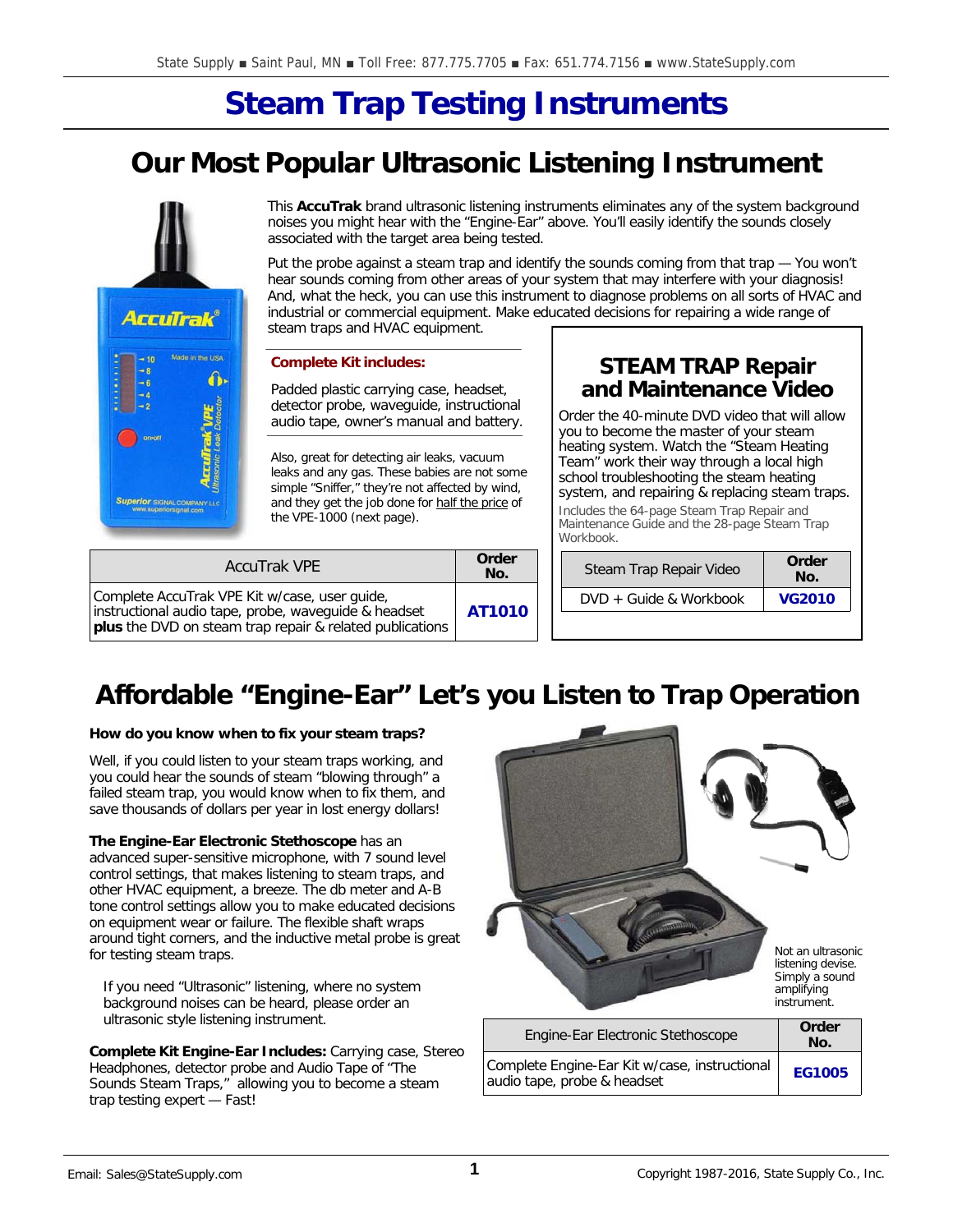# Steam Trap Testing Instruments

## Our Most Popular Ultrasonic Listening Instrument

This **AccuTrak** brand ultrasonic listening instruments eliminates any of the system background noises you might hear with the "Engine-Ear" above. You'll easily identify the sounds closely associated with the target area being tested.

Put the probe against a steam trap and identify the sounds coming from that trap — You won't hear sounds coming from other areas of your system that may interfere with your diagnosis! And, what the heck, you can use this instrument to diagnose problems on all sorts of HVAC and industrial or commercial equipment. Make educated decisions for repairing a wide range of steam traps and HVAC equipment.

**Complete Kit includes:**

Padded plastic carrying case, headset, detector probe, waveguide, instructional audio tape, owner's manual and battery.

Also, great for detecting air leaks, vacuum leaks and any gas. These babies are not some simple "Sniffer," they're not affected by wind, and they get the job done for half the price of the VPE-1000 (next page).

| AccuTrak VPE | Order No. |
|---|---|
| Complete AccuTrak VPE Kit w/case, user guide, instructional audio tape, probe, waveguide & headset **plus** the DVD on steam trap repair & related publications | **AT1010** |

### STEAM TRAP Repair and Maintenance Video

Order the 40-minute DVD video that will allow you to become the master of your steam heating system. Watch the "Steam Heating Team" work their way through a local high school troubleshooting the steam heating system, and repairing & replacing steam traps.

Includes the 64-page Steam Trap Repair and Maintenance Guide and the 28-page Steam Trap Workbook.

| Steam Trap Repair Video | Order No. |
|---|---|
| DVD + Guide & Workbook | **VG2010** |

## Affordable "Engine-Ear" Let's you Listen to Trap Operation

**How do you know when to fix your steam traps?**

Well, if you could listen to your steam traps working, and you could hear the sounds of steam "blowing through" a failed steam trap, you would know when to fix them, and save thousands of dollars per year in lost energy dollars!

**The Engine-Ear Electronic Stethoscope** has an advanced super-sensitive microphone, with 7 sound level control settings, that makes listening to steam traps, and other HVAC equipment, a breeze. The db meter and A-B tone control settings allow you to make educated decisions on equipment wear or failure. The flexible shaft wraps around tight corners, and the inductive metal probe is great for testing steam traps.

If you need "Ultrasonic" listening, where no system background noises can be heard, please order an ultrasonic style listening instrument.

**Complete Kit Engine-Ear Includes:** Carrying case, Stereo Headphones, detector probe and Audio Tape of "The Sounds Steam Traps," allowing you to become a steam trap testing expert — Fast!

Not an ultrasonic listening devise. Simply a sound amplifying instrument.

| Engine-Ear Electronic Stethoscope | Order No. |
|---|---|
| Complete Engine-Ear Kit w/case, instructional audio tape, probe & headset | **EG1005** |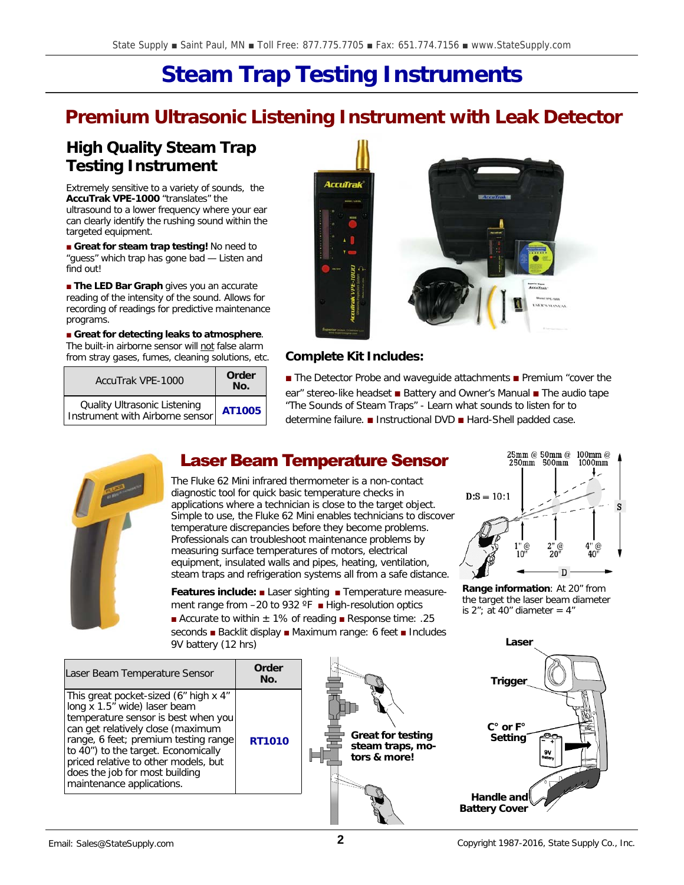# Steam Trap Testing Instruments

## Premium Ultrasonic Listening Instrument with Leak Detector

### High Quality Steam Trap Testing Instrument

Extremely sensitive to a variety of sounds, the **AccuTrak VPE-1000** "translates" the ultrasound to a lower frequency where your ear can clearly identify the rushing sound within the targeted equipment.

■ **Great for steam trap testing!** No need to "guess" which trap has gone bad — Listen and find out!

■ **The LED Bar Graph** gives you an accurate reading of the intensity of the sound. Allows for recording of readings for predictive maintenance programs.

■ **Great for detecting leaks to atmosphere**. The built-in airborne sensor will not false alarm from stray gases, fumes, cleaning solutions, etc.

| AccuTrak VPE-1000 | Order No. |
|---|---|
| Quality Ultrasonic Listening Instrument with Airborne sensor | **AT1005** |

### Complete Kit Includes:

■ The Detector Probe and waveguide attachments ■ Premium "cover the ear" stereo-like headset ■ Battery and Owner's Manual ■ The audio tape "The Sounds of Steam Traps" - Learn what sounds to listen for to determine failure. ■ Instructional DVD ■ Hard-Shell padded case.

## Laser Beam Temperature Sensor

The Fluke 62 Mini infrared thermometer is a non-contact diagnostic tool for quick basic temperature checks in applications where a technician is close to the target object. Simple to use, the Fluke 62 Mini enables technicians to discover temperature discrepancies before they become problems. Professionals can troubleshoot maintenance problems by measuring surface temperatures of motors, electrical equipment, insulated walls and pipes, heating, ventilation, steam traps and refrigeration systems all from a safe distance.

**Features include:** ■ Laser sighting ■ Temperature measurement range from –20 to 932 ºF ■ High-resolution optics ■ Accurate to within ± 1% of reading ■ Response time: .25 seconds ■ Backlit display ■ Maximum range: 6 feet ■ Includes 9V battery (12 hrs)

25mm @ 250mm
50mm @ 500mm
100mm @ 1000mm
D:S = 10:1
S
1" @ 10"
2" @ 20"
4" @ 40"
D

**Range information**: At 20" from the target the laser beam diameter is 2"; at 40" diameter = 4"

| Laser Beam Temperature Sensor | Order No. |
|---|---|
| This great pocket-sized (6" high x 4" long x 1.5" wide) laser beam temperature sensor is best when you can get relatively close (maximum range, 6 feet; premium testing range to 40") to the target. Economically priced relative to other models, but does the job for most building maintenance applications. | **RT1010** |

**Great for testing steam traps, motors & more!**

Laser
Trigger
C° or F° Setting
Handle and Battery Cover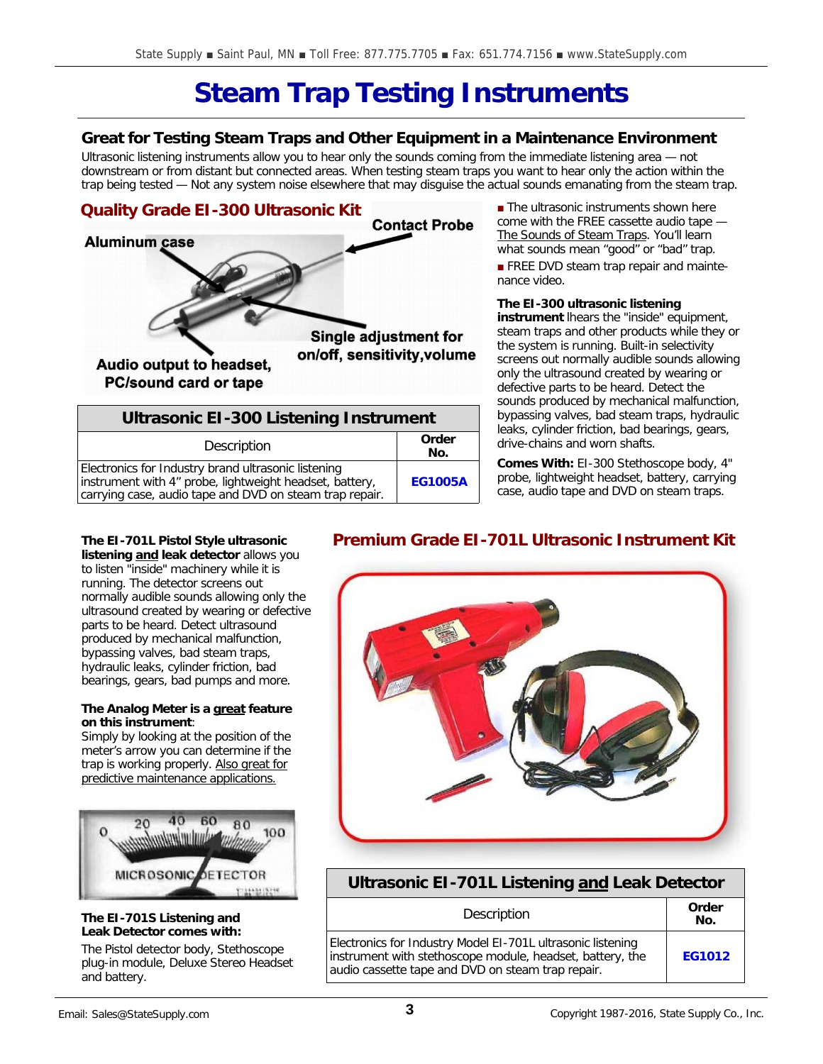# Steam Trap Testing Instruments

## Great for Testing Steam Traps and Other Equipment in a Maintenance Environment

Ultrasonic listening instruments allow you to hear only the sounds coming from the immediate listening area — not downstream or from distant but connected areas. When testing steam traps you want to hear only the action within the trap being tested — Not any system noise elsewhere that may disguise the actual sounds emanating from the steam trap.

### Quality Grade EI-300 Ultrasonic Kit

Aluminum case

Contact Probe

Single adjustment for on/off, sensitivity,volume

Audio output to headset, PC/sound card or tape

**Ultrasonic EI-300 Listening Instrument**

| Description | Order No. |
|---|---|
| Electronics for Industry brand ultrasonic listening instrument with 4" probe, lightweight headset, battery, carrying case, audio tape and DVD on steam trap repair. | EG1005A |

- The ultrasonic instruments shown here come with the FREE cassette audio tape — The Sounds of Steam Traps. You'll learn what sounds mean "good" or "bad" trap.
- FREE DVD steam trap repair and maintenance video.

**The EI-300 ultrasonic listening instrument** lhears the "inside" equipment, steam traps and other products while they or the system is running. Built-in selectivity screens out normally audible sounds allowing only the ultrasound created by wearing or defective parts to be heard. Detect the sounds produced by mechanical malfunction, bypassing valves, bad steam traps, hydraulic leaks, cylinder friction, bad bearings, gears, drive-chains and worn shafts.

**Comes With:** EI-300 Stethoscope body, 4" probe, lightweight headset, battery, carrying case, audio tape and DVD on steam traps.

### Premium Grade EI-701L Ultrasonic Instrument Kit

**The EI-701L Pistol Style ultrasonic listening and leak detector** allows you to listen "inside" machinery while it is running. The detector screens out normally audible sounds allowing only the ultrasound created by wearing or defective parts to be heard. Detect ultrasound produced by mechanical malfunction, bypassing valves, bad steam traps, hydraulic leaks, cylinder friction, bad bearings, gears, bad pumps and more.

**The Analog Meter is a great feature on this instrument**:
Simply by looking at the position of the meter's arrow you can determine if the trap is working properly. Also great for predictive maintenance applications.

0 20 40 60 80 100

MICROSONIC DETECTOR

**The EI-701S Listening and Leak Detector comes with:**

The Pistol detector body, Stethoscope plug-in module, Deluxe Stereo Headset and battery.

**Ultrasonic EI-701L Listening and Leak Detector**

| Description | Order No. |
|---|---|
| Electronics for Industry Model EI-701L ultrasonic listening instrument with stethoscope module, headset, battery, the audio cassette tape and DVD on steam trap repair. | EG1012 |